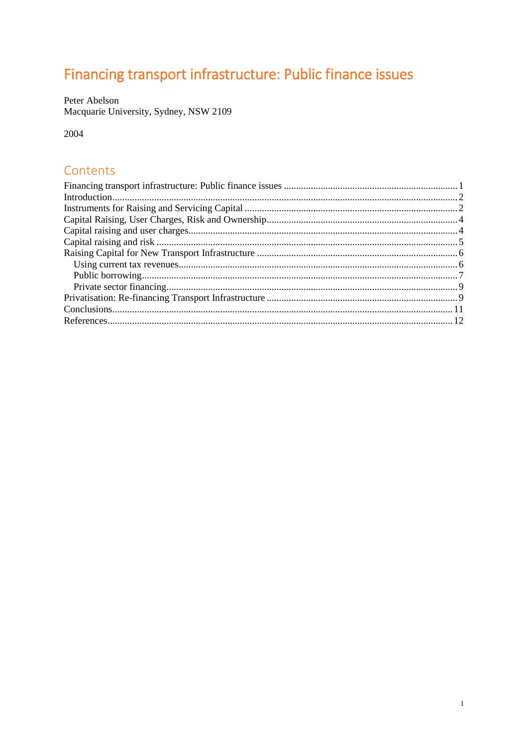# Financing transport infrastructure: Public finance issues

Peter Abelson
Macquarie University, Sydney, NSW 2109

2004

## Contents

Financing transport infrastructure: Public finance issues ..... 1
Introduction ..... 2
Instruments for Raising and Servicing Capital ..... 2
Capital Raising, User Charges, Risk and Ownership ..... 4
Capital raising and user charges ..... 4
Capital raising and risk ..... 5
Raising Capital for New Transport Infrastructure ..... 6
- Using current tax revenues ..... 6
- Public borrowing ..... 7
- Private sector financing ..... 9

Privatisation: Re-financing Transport Infrastructure ..... 9
Conclusions ..... 11
References ..... 12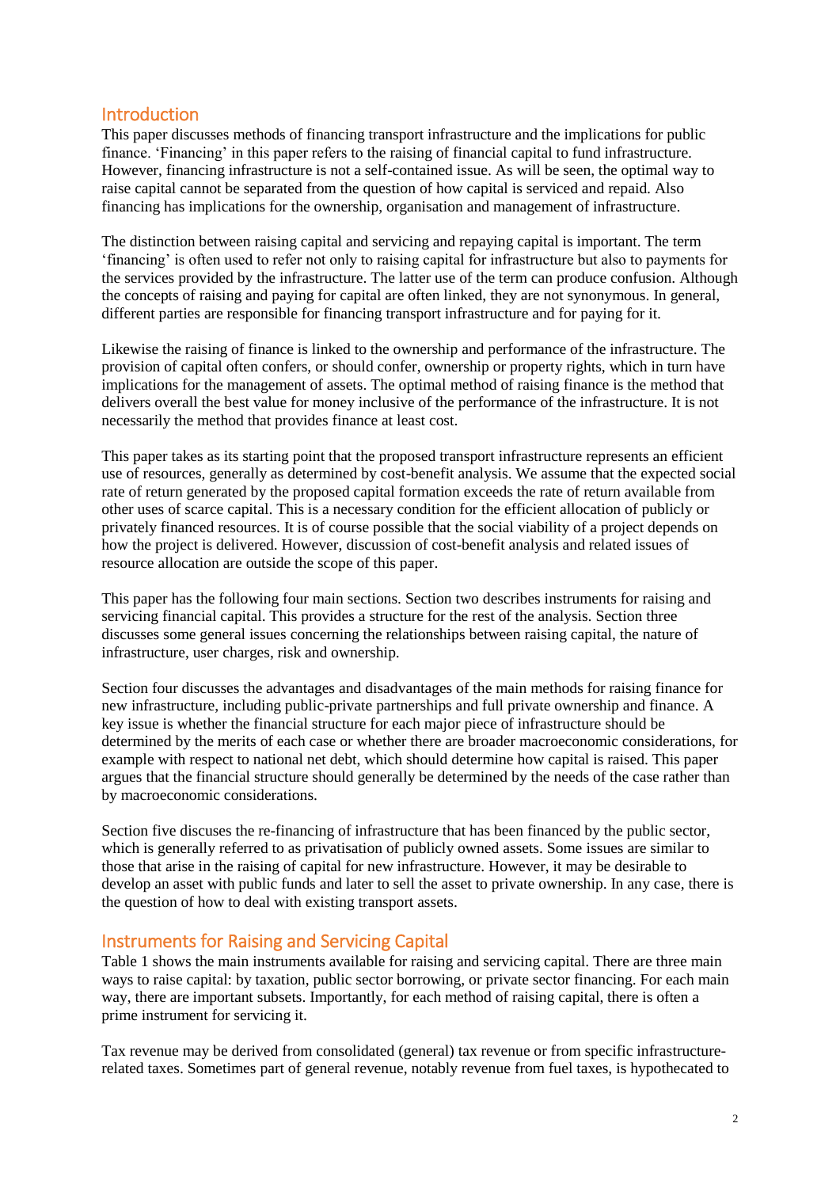## Introduction

This paper discusses methods of financing transport infrastructure and the implications for public finance. 'Financing' in this paper refers to the raising of financial capital to fund infrastructure. However, financing infrastructure is not a self-contained issue. As will be seen, the optimal way to raise capital cannot be separated from the question of how capital is serviced and repaid. Also financing has implications for the ownership, organisation and management of infrastructure.

The distinction between raising capital and servicing and repaying capital is important. The term 'financing' is often used to refer not only to raising capital for infrastructure but also to payments for the services provided by the infrastructure. The latter use of the term can produce confusion. Although the concepts of raising and paying for capital are often linked, they are not synonymous. In general, different parties are responsible for financing transport infrastructure and for paying for it.

Likewise the raising of finance is linked to the ownership and performance of the infrastructure. The provision of capital often confers, or should confer, ownership or property rights, which in turn have implications for the management of assets. The optimal method of raising finance is the method that delivers overall the best value for money inclusive of the performance of the infrastructure. It is not necessarily the method that provides finance at least cost.

This paper takes as its starting point that the proposed transport infrastructure represents an efficient use of resources, generally as determined by cost-benefit analysis. We assume that the expected social rate of return generated by the proposed capital formation exceeds the rate of return available from other uses of scarce capital. This is a necessary condition for the efficient allocation of publicly or privately financed resources. It is of course possible that the social viability of a project depends on how the project is delivered. However, discussion of cost-benefit analysis and related issues of resource allocation are outside the scope of this paper.

This paper has the following four main sections. Section two describes instruments for raising and servicing financial capital. This provides a structure for the rest of the analysis. Section three discusses some general issues concerning the relationships between raising capital, the nature of infrastructure, user charges, risk and ownership.

Section four discusses the advantages and disadvantages of the main methods for raising finance for new infrastructure, including public-private partnerships and full private ownership and finance. A key issue is whether the financial structure for each major piece of infrastructure should be determined by the merits of each case or whether there are broader macroeconomic considerations, for example with respect to national net debt, which should determine how capital is raised. This paper argues that the financial structure should generally be determined by the needs of the case rather than by macroeconomic considerations.

Section five discuses the re-financing of infrastructure that has been financed by the public sector, which is generally referred to as privatisation of publicly owned assets. Some issues are similar to those that arise in the raising of capital for new infrastructure. However, it may be desirable to develop an asset with public funds and later to sell the asset to private ownership. In any case, there is the question of how to deal with existing transport assets.

## Instruments for Raising and Servicing Capital

Table 1 shows the main instruments available for raising and servicing capital. There are three main ways to raise capital: by taxation, public sector borrowing, or private sector financing. For each main way, there are important subsets. Importantly, for each method of raising capital, there is often a prime instrument for servicing it.

Tax revenue may be derived from consolidated (general) tax revenue or from specific infrastructure-related taxes. Sometimes part of general revenue, notably revenue from fuel taxes, is hypothecated to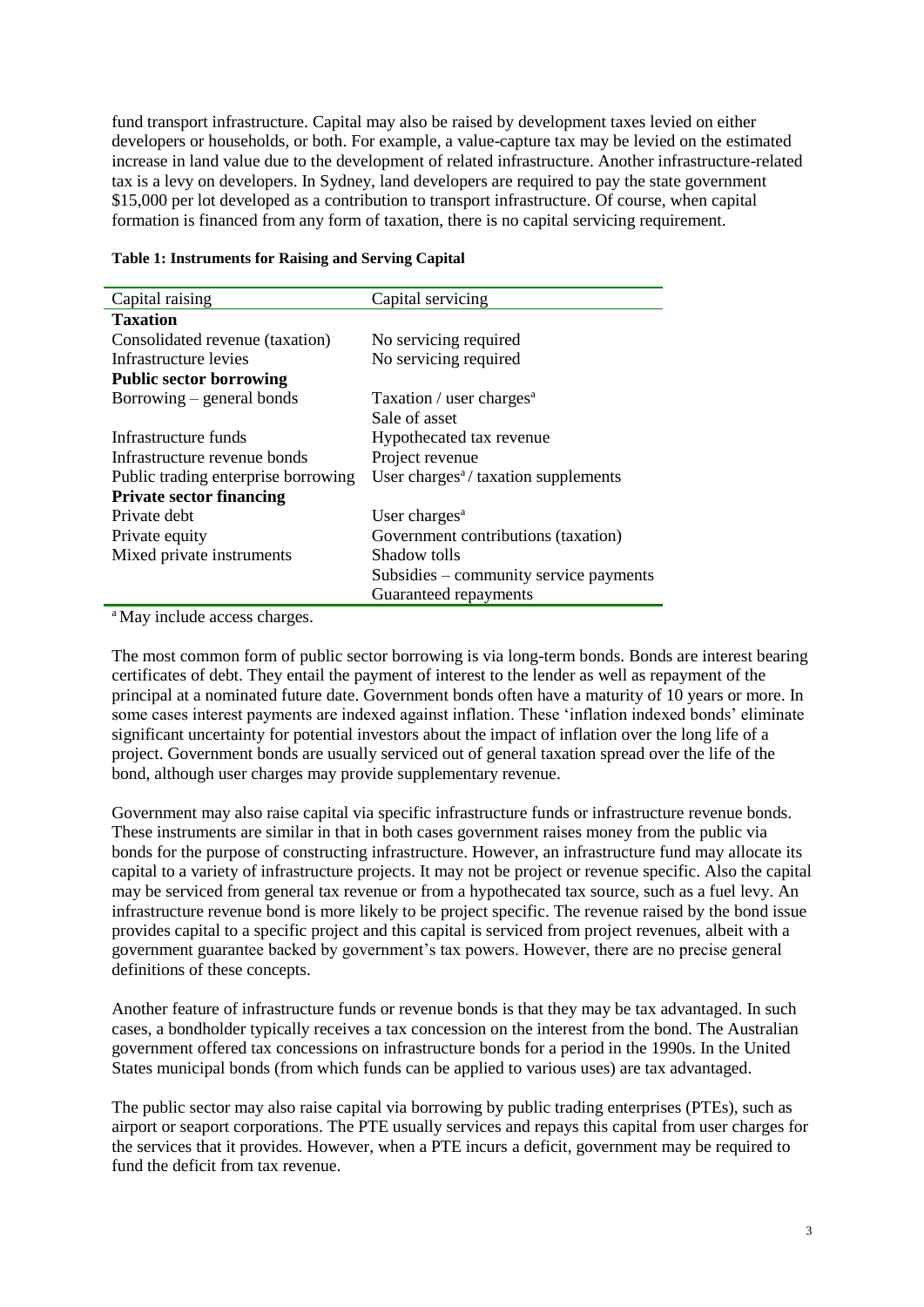fund transport infrastructure. Capital may also be raised by development taxes levied on either developers or households, or both. For example, a value-capture tax may be levied on the estimated increase in land value due to the development of related infrastructure. Another infrastructure-related tax is a levy on developers. In Sydney, land developers are required to pay the state government $15,000 per lot developed as a contribution to transport infrastructure. Of course, when capital formation is financed from any form of taxation, there is no capital servicing requirement.

**Table 1: Instruments for Raising and Serving Capital**

| Capital raising | Capital servicing |
|---|---|
| **Taxation** | |
| Consolidated revenue (taxation) | No servicing required |
| Infrastructure levies | No servicing required |
| **Public sector borrowing** | |
| Borrowing – general bonds | Taxation / user charges[a] |
| | Sale of asset |
| Infrastructure funds | Hypothecated tax revenue |
| Infrastructure revenue bonds | Project revenue |
| Public trading enterprise borrowing | User charges[a] / taxation supplements |
| **Private sector financing** | |
| Private debt | User charges[a] |
| Private equity | Government contributions (taxation) |
| Mixed private instruments | Shadow tolls |
| | Subsidies – community service payments |
| | Guaranteed repayments |

[a] May include access charges.

The most common form of public sector borrowing is via long-term bonds. Bonds are interest bearing certificates of debt. They entail the payment of interest to the lender as well as repayment of the principal at a nominated future date. Government bonds often have a maturity of 10 years or more. In some cases interest payments are indexed against inflation. These 'inflation indexed bonds' eliminate significant uncertainty for potential investors about the impact of inflation over the long life of a project. Government bonds are usually serviced out of general taxation spread over the life of the bond, although user charges may provide supplementary revenue.

Government may also raise capital via specific infrastructure funds or infrastructure revenue bonds. These instruments are similar in that in both cases government raises money from the public via bonds for the purpose of constructing infrastructure. However, an infrastructure fund may allocate its capital to a variety of infrastructure projects. It may not be project or revenue specific. Also the capital may be serviced from general tax revenue or from a hypothecated tax source, such as a fuel levy. An infrastructure revenue bond is more likely to be project specific. The revenue raised by the bond issue provides capital to a specific project and this capital is serviced from project revenues, albeit with a government guarantee backed by government's tax powers. However, there are no precise general definitions of these concepts.

Another feature of infrastructure funds or revenue bonds is that they may be tax advantaged. In such cases, a bondholder typically receives a tax concession on the interest from the bond. The Australian government offered tax concessions on infrastructure bonds for a period in the 1990s. In the United States municipal bonds (from which funds can be applied to various uses) are tax advantaged.

The public sector may also raise capital via borrowing by public trading enterprises (PTEs), such as airport or seaport corporations. The PTE usually services and repays this capital from user charges for the services that it provides. However, when a PTE incurs a deficit, government may be required to fund the deficit from tax revenue.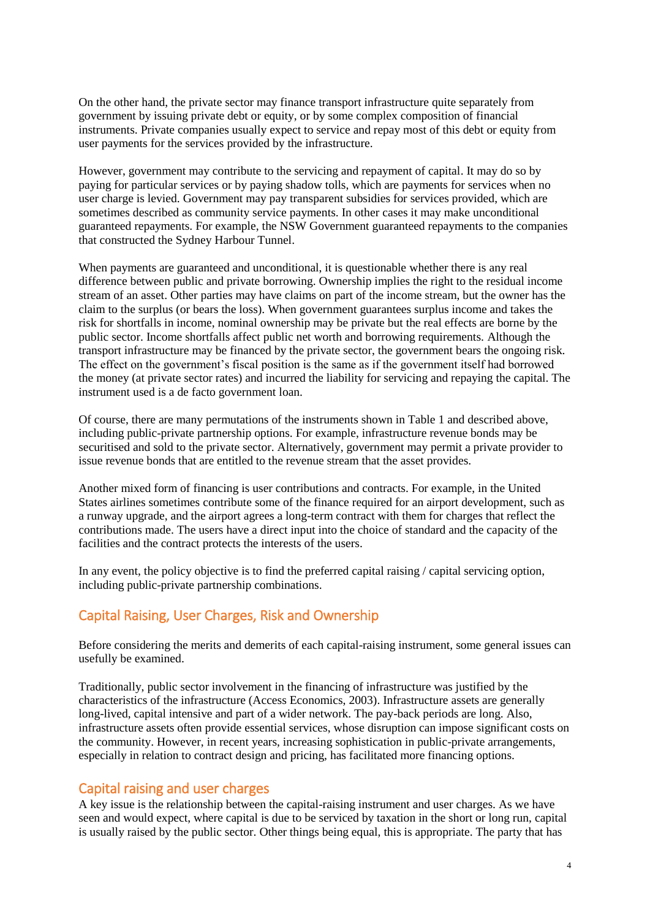On the other hand, the private sector may finance transport infrastructure quite separately from government by issuing private debt or equity, or by some complex composition of financial instruments. Private companies usually expect to service and repay most of this debt or equity from user payments for the services provided by the infrastructure.

However, government may contribute to the servicing and repayment of capital. It may do so by paying for particular services or by paying shadow tolls, which are payments for services when no user charge is levied. Government may pay transparent subsidies for services provided, which are sometimes described as community service payments. In other cases it may make unconditional guaranteed repayments. For example, the NSW Government guaranteed repayments to the companies that constructed the Sydney Harbour Tunnel.

When payments are guaranteed and unconditional, it is questionable whether there is any real difference between public and private borrowing. Ownership implies the right to the residual income stream of an asset. Other parties may have claims on part of the income stream, but the owner has the claim to the surplus (or bears the loss). When government guarantees surplus income and takes the risk for shortfalls in income, nominal ownership may be private but the real effects are borne by the public sector. Income shortfalls affect public net worth and borrowing requirements. Although the transport infrastructure may be financed by the private sector, the government bears the ongoing risk. The effect on the government's fiscal position is the same as if the government itself had borrowed the money (at private sector rates) and incurred the liability for servicing and repaying the capital. The instrument used is a de facto government loan.

Of course, there are many permutations of the instruments shown in Table 1 and described above, including public-private partnership options. For example, infrastructure revenue bonds may be securitised and sold to the private sector. Alternatively, government may permit a private provider to issue revenue bonds that are entitled to the revenue stream that the asset provides.

Another mixed form of financing is user contributions and contracts. For example, in the United States airlines sometimes contribute some of the finance required for an airport development, such as a runway upgrade, and the airport agrees a long-term contract with them for charges that reflect the contributions made. The users have a direct input into the choice of standard and the capacity of the facilities and the contract protects the interests of the users.

In any event, the policy objective is to find the preferred capital raising / capital servicing option, including public-private partnership combinations.

## Capital Raising, User Charges, Risk and Ownership

Before considering the merits and demerits of each capital-raising instrument, some general issues can usefully be examined.

Traditionally, public sector involvement in the financing of infrastructure was justified by the characteristics of the infrastructure (Access Economics, 2003). Infrastructure assets are generally long-lived, capital intensive and part of a wider network. The pay-back periods are long. Also, infrastructure assets often provide essential services, whose disruption can impose significant costs on the community. However, in recent years, increasing sophistication in public-private arrangements, especially in relation to contract design and pricing, has facilitated more financing options.

### Capital raising and user charges

A key issue is the relationship between the capital-raising instrument and user charges. As we have seen and would expect, where capital is due to be serviced by taxation in the short or long run, capital is usually raised by the public sector. Other things being equal, this is appropriate. The party that has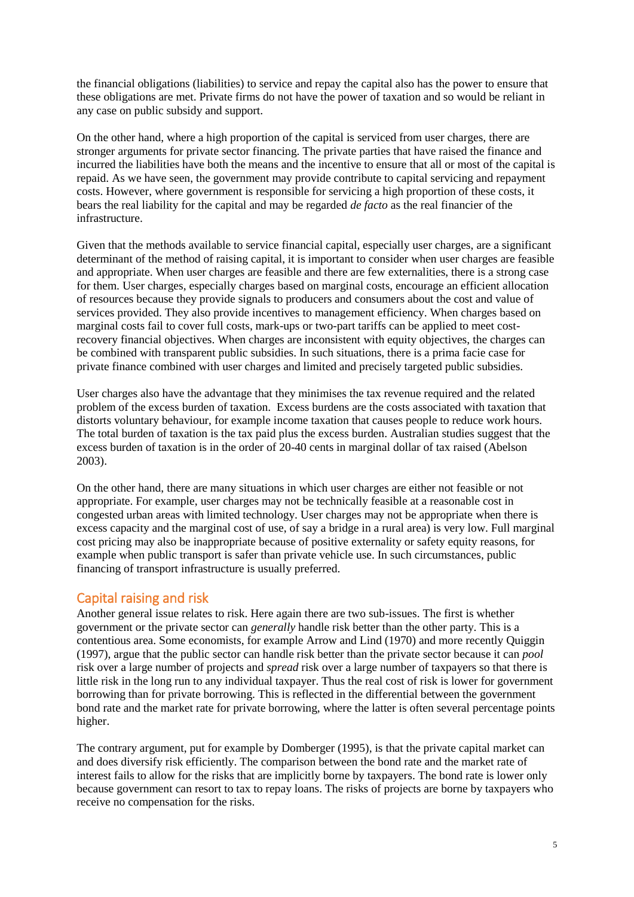the financial obligations (liabilities) to service and repay the capital also has the power to ensure that these obligations are met. Private firms do not have the power of taxation and so would be reliant in any case on public subsidy and support.

On the other hand, where a high proportion of the capital is serviced from user charges, there are stronger arguments for private sector financing. The private parties that have raised the finance and incurred the liabilities have both the means and the incentive to ensure that all or most of the capital is repaid. As we have seen, the government may provide contribute to capital servicing and repayment costs. However, where government is responsible for servicing a high proportion of these costs, it bears the real liability for the capital and may be regarded *de facto* as the real financier of the infrastructure.

Given that the methods available to service financial capital, especially user charges, are a significant determinant of the method of raising capital, it is important to consider when user charges are feasible and appropriate. When user charges are feasible and there are few externalities, there is a strong case for them. User charges, especially charges based on marginal costs, encourage an efficient allocation of resources because they provide signals to producers and consumers about the cost and value of services provided. They also provide incentives to management efficiency. When charges based on marginal costs fail to cover full costs, mark-ups or two-part tariffs can be applied to meet cost-recovery financial objectives. When charges are inconsistent with equity objectives, the charges can be combined with transparent public subsidies. In such situations, there is a prima facie case for private finance combined with user charges and limited and precisely targeted public subsidies.

User charges also have the advantage that they minimises the tax revenue required and the related problem of the excess burden of taxation. Excess burdens are the costs associated with taxation that distorts voluntary behaviour, for example income taxation that causes people to reduce work hours. The total burden of taxation is the tax paid plus the excess burden. Australian studies suggest that the excess burden of taxation is in the order of 20-40 cents in marginal dollar of tax raised (Abelson 2003).

On the other hand, there are many situations in which user charges are either not feasible or not appropriate. For example, user charges may not be technically feasible at a reasonable cost in congested urban areas with limited technology. User charges may not be appropriate when there is excess capacity and the marginal cost of use, of say a bridge in a rural area) is very low. Full marginal cost pricing may also be inappropriate because of positive externality or safety equity reasons, for example when public transport is safer than private vehicle use. In such circumstances, public financing of transport infrastructure is usually preferred.

## Capital raising and risk

Another general issue relates to risk. Here again there are two sub-issues. The first is whether government or the private sector can *generally* handle risk better than the other party. This is a contentious area. Some economists, for example Arrow and Lind (1970) and more recently Quiggin (1997), argue that the public sector can handle risk better than the private sector because it can *pool* risk over a large number of projects and *spread* risk over a large number of taxpayers so that there is little risk in the long run to any individual taxpayer. Thus the real cost of risk is lower for government borrowing than for private borrowing. This is reflected in the differential between the government bond rate and the market rate for private borrowing, where the latter is often several percentage points higher.

The contrary argument, put for example by Domberger (1995), is that the private capital market can and does diversify risk efficiently. The comparison between the bond rate and the market rate of interest fails to allow for the risks that are implicitly borne by taxpayers. The bond rate is lower only because government can resort to tax to repay loans. The risks of projects are borne by taxpayers who receive no compensation for the risks.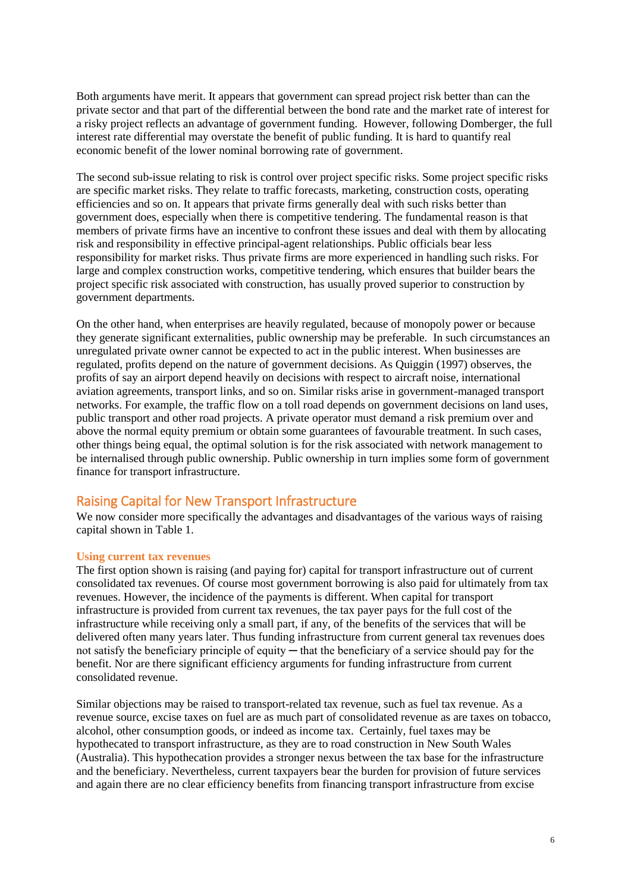Both arguments have merit. It appears that government can spread project risk better than can the private sector and that part of the differential between the bond rate and the market rate of interest for a risky project reflects an advantage of government funding. However, following Domberger, the full interest rate differential may overstate the benefit of public funding. It is hard to quantify real economic benefit of the lower nominal borrowing rate of government.

The second sub-issue relating to risk is control over project specific risks. Some project specific risks are specific market risks. They relate to traffic forecasts, marketing, construction costs, operating efficiencies and so on. It appears that private firms generally deal with such risks better than government does, especially when there is competitive tendering. The fundamental reason is that members of private firms have an incentive to confront these issues and deal with them by allocating risk and responsibility in effective principal-agent relationships. Public officials bear less responsibility for market risks. Thus private firms are more experienced in handling such risks. For large and complex construction works, competitive tendering, which ensures that builder bears the project specific risk associated with construction, has usually proved superior to construction by government departments.

On the other hand, when enterprises are heavily regulated, because of monopoly power or because they generate significant externalities, public ownership may be preferable. In such circumstances an unregulated private owner cannot be expected to act in the public interest. When businesses are regulated, profits depend on the nature of government decisions. As Quiggin (1997) observes, the profits of say an airport depend heavily on decisions with respect to aircraft noise, international aviation agreements, transport links, and so on. Similar risks arise in government-managed transport networks. For example, the traffic flow on a toll road depends on government decisions on land uses, public transport and other road projects. A private operator must demand a risk premium over and above the normal equity premium or obtain some guarantees of favourable treatment. In such cases, other things being equal, the optimal solution is for the risk associated with network management to be internalised through public ownership. Public ownership in turn implies some form of government finance for transport infrastructure.

## Raising Capital for New Transport Infrastructure

We now consider more specifically the advantages and disadvantages of the various ways of raising capital shown in Table 1.

### Using current tax revenues

The first option shown is raising (and paying for) capital for transport infrastructure out of current consolidated tax revenues. Of course most government borrowing is also paid for ultimately from tax revenues. However, the incidence of the payments is different. When capital for transport infrastructure is provided from current tax revenues, the tax payer pays for the full cost of the infrastructure while receiving only a small part, if any, of the benefits of the services that will be delivered often many years later. Thus funding infrastructure from current general tax revenues does not satisfy the beneficiary principle of equity ─ that the beneficiary of a service should pay for the benefit. Nor are there significant efficiency arguments for funding infrastructure from current consolidated revenue.

Similar objections may be raised to transport-related tax revenue, such as fuel tax revenue. As a revenue source, excise taxes on fuel are as much part of consolidated revenue as are taxes on tobacco, alcohol, other consumption goods, or indeed as income tax. Certainly, fuel taxes may be hypothecated to transport infrastructure, as they are to road construction in New South Wales (Australia). This hypothecation provides a stronger nexus between the tax base for the infrastructure and the beneficiary. Nevertheless, current taxpayers bear the burden for provision of future services and again there are no clear efficiency benefits from financing transport infrastructure from excise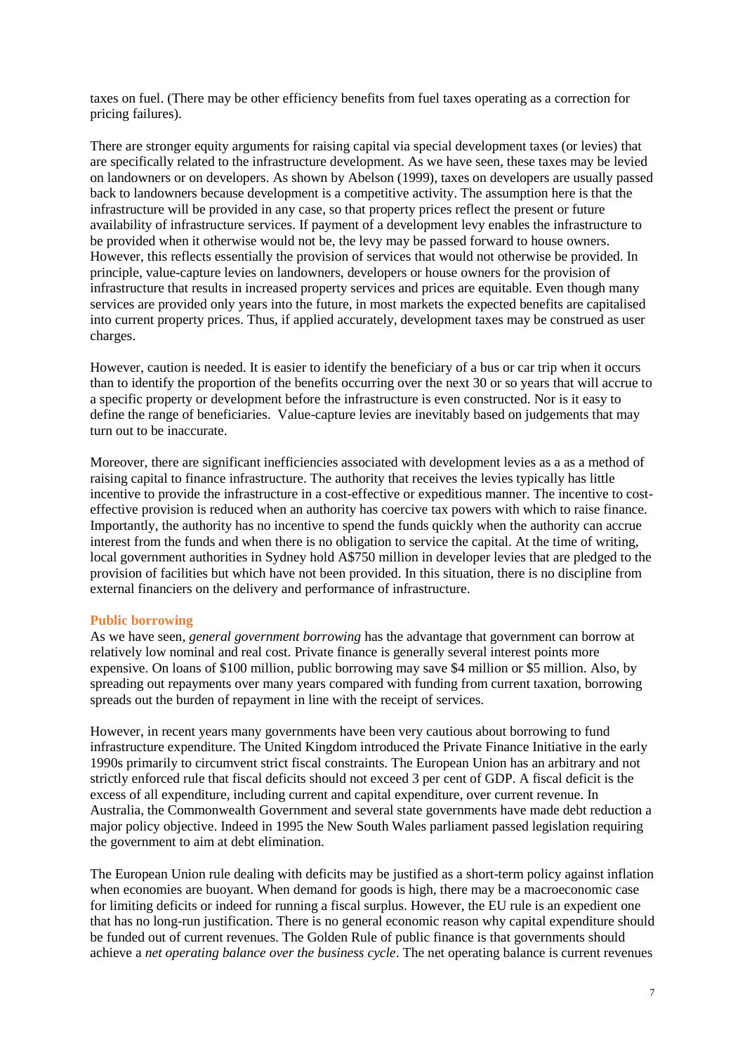taxes on fuel. (There may be other efficiency benefits from fuel taxes operating as a correction for pricing failures).

There are stronger equity arguments for raising capital via special development taxes (or levies) that are specifically related to the infrastructure development. As we have seen, these taxes may be levied on landowners or on developers. As shown by Abelson (1999), taxes on developers are usually passed back to landowners because development is a competitive activity. The assumption here is that the infrastructure will be provided in any case, so that property prices reflect the present or future availability of infrastructure services. If payment of a development levy enables the infrastructure to be provided when it otherwise would not be, the levy may be passed forward to house owners. However, this reflects essentially the provision of services that would not otherwise be provided. In principle, value-capture levies on landowners, developers or house owners for the provision of infrastructure that results in increased property services and prices are equitable. Even though many services are provided only years into the future, in most markets the expected benefits are capitalised into current property prices. Thus, if applied accurately, development taxes may be construed as user charges.

However, caution is needed. It is easier to identify the beneficiary of a bus or car trip when it occurs than to identify the proportion of the benefits occurring over the next 30 or so years that will accrue to a specific property or development before the infrastructure is even constructed. Nor is it easy to define the range of beneficiaries. Value-capture levies are inevitably based on judgements that may turn out to be inaccurate.

Moreover, there are significant inefficiencies associated with development levies as a as a method of raising capital to finance infrastructure. The authority that receives the levies typically has little incentive to provide the infrastructure in a cost-effective or expeditious manner. The incentive to cost-effective provision is reduced when an authority has coercive tax powers with which to raise finance. Importantly, the authority has no incentive to spend the funds quickly when the authority can accrue interest from the funds and when there is no obligation to service the capital. At the time of writing, local government authorities in Sydney hold A$750 million in developer levies that are pledged to the provision of facilities but which have not been provided. In this situation, there is no discipline from external financiers on the delivery and performance of infrastructure.

### Public borrowing

As we have seen, *general government borrowing* has the advantage that government can borrow at relatively low nominal and real cost. Private finance is generally several interest points more expensive. On loans of $100 million, public borrowing may save $4 million or $5 million. Also, by spreading out repayments over many years compared with funding from current taxation, borrowing spreads out the burden of repayment in line with the receipt of services.

However, in recent years many governments have been very cautious about borrowing to fund infrastructure expenditure. The United Kingdom introduced the Private Finance Initiative in the early 1990s primarily to circumvent strict fiscal constraints. The European Union has an arbitrary and not strictly enforced rule that fiscal deficits should not exceed 3 per cent of GDP. A fiscal deficit is the excess of all expenditure, including current and capital expenditure, over current revenue. In Australia, the Commonwealth Government and several state governments have made debt reduction a major policy objective. Indeed in 1995 the New South Wales parliament passed legislation requiring the government to aim at debt elimination.

The European Union rule dealing with deficits may be justified as a short-term policy against inflation when economies are buoyant. When demand for goods is high, there may be a macroeconomic case for limiting deficits or indeed for running a fiscal surplus. However, the EU rule is an expedient one that has no long-run justification. There is no general economic reason why capital expenditure should be funded out of current revenues. The Golden Rule of public finance is that governments should achieve a *net operating balance over the business cycle*. The net operating balance is current revenues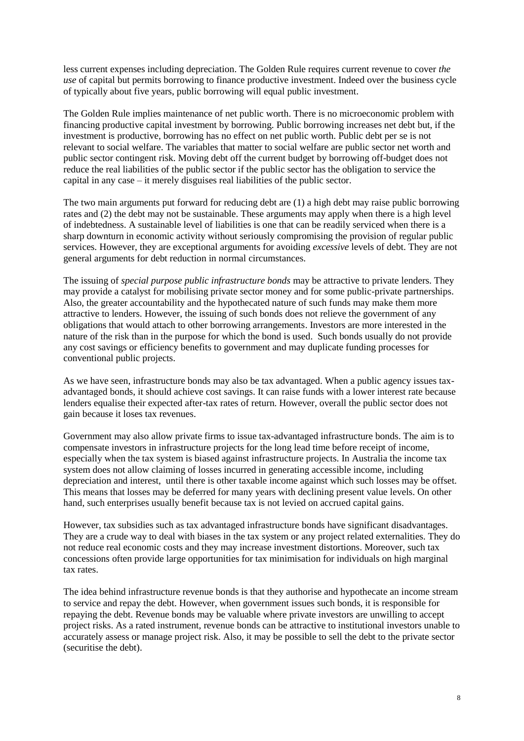less current expenses including depreciation. The Golden Rule requires current revenue to cover *the use* of capital but permits borrowing to finance productive investment. Indeed over the business cycle of typically about five years, public borrowing will equal public investment.

The Golden Rule implies maintenance of net public worth. There is no microeconomic problem with financing productive capital investment by borrowing. Public borrowing increases net debt but, if the investment is productive, borrowing has no effect on net public worth. Public debt per se is not relevant to social welfare. The variables that matter to social welfare are public sector net worth and public sector contingent risk. Moving debt off the current budget by borrowing off-budget does not reduce the real liabilities of the public sector if the public sector has the obligation to service the capital in any case – it merely disguises real liabilities of the public sector.

The two main arguments put forward for reducing debt are (1) a high debt may raise public borrowing rates and (2) the debt may not be sustainable. These arguments may apply when there is a high level of indebtedness. A sustainable level of liabilities is one that can be readily serviced when there is a sharp downturn in economic activity without seriously compromising the provision of regular public services. However, they are exceptional arguments for avoiding *excessive* levels of debt. They are not general arguments for debt reduction in normal circumstances.

The issuing of *special purpose public infrastructure bonds* may be attractive to private lenders. They may provide a catalyst for mobilising private sector money and for some public-private partnerships. Also, the greater accountability and the hypothecated nature of such funds may make them more attractive to lenders. However, the issuing of such bonds does not relieve the government of any obligations that would attach to other borrowing arrangements. Investors are more interested in the nature of the risk than in the purpose for which the bond is used. Such bonds usually do not provide any cost savings or efficiency benefits to government and may duplicate funding processes for conventional public projects.

As we have seen, infrastructure bonds may also be tax advantaged. When a public agency issues tax-advantaged bonds, it should achieve cost savings. It can raise funds with a lower interest rate because lenders equalise their expected after-tax rates of return. However, overall the public sector does not gain because it loses tax revenues.

Government may also allow private firms to issue tax-advantaged infrastructure bonds. The aim is to compensate investors in infrastructure projects for the long lead time before receipt of income, especially when the tax system is biased against infrastructure projects. In Australia the income tax system does not allow claiming of losses incurred in generating accessible income, including depreciation and interest, until there is other taxable income against which such losses may be offset. This means that losses may be deferred for many years with declining present value levels. On other hand, such enterprises usually benefit because tax is not levied on accrued capital gains.

However, tax subsidies such as tax advantaged infrastructure bonds have significant disadvantages. They are a crude way to deal with biases in the tax system or any project related externalities. They do not reduce real economic costs and they may increase investment distortions. Moreover, such tax concessions often provide large opportunities for tax minimisation for individuals on high marginal tax rates.

The idea behind infrastructure revenue bonds is that they authorise and hypothecate an income stream to service and repay the debt. However, when government issues such bonds, it is responsible for repaying the debt. Revenue bonds may be valuable where private investors are unwilling to accept project risks. As a rated instrument, revenue bonds can be attractive to institutional investors unable to accurately assess or manage project risk. Also, it may be possible to sell the debt to the private sector (securitise the debt).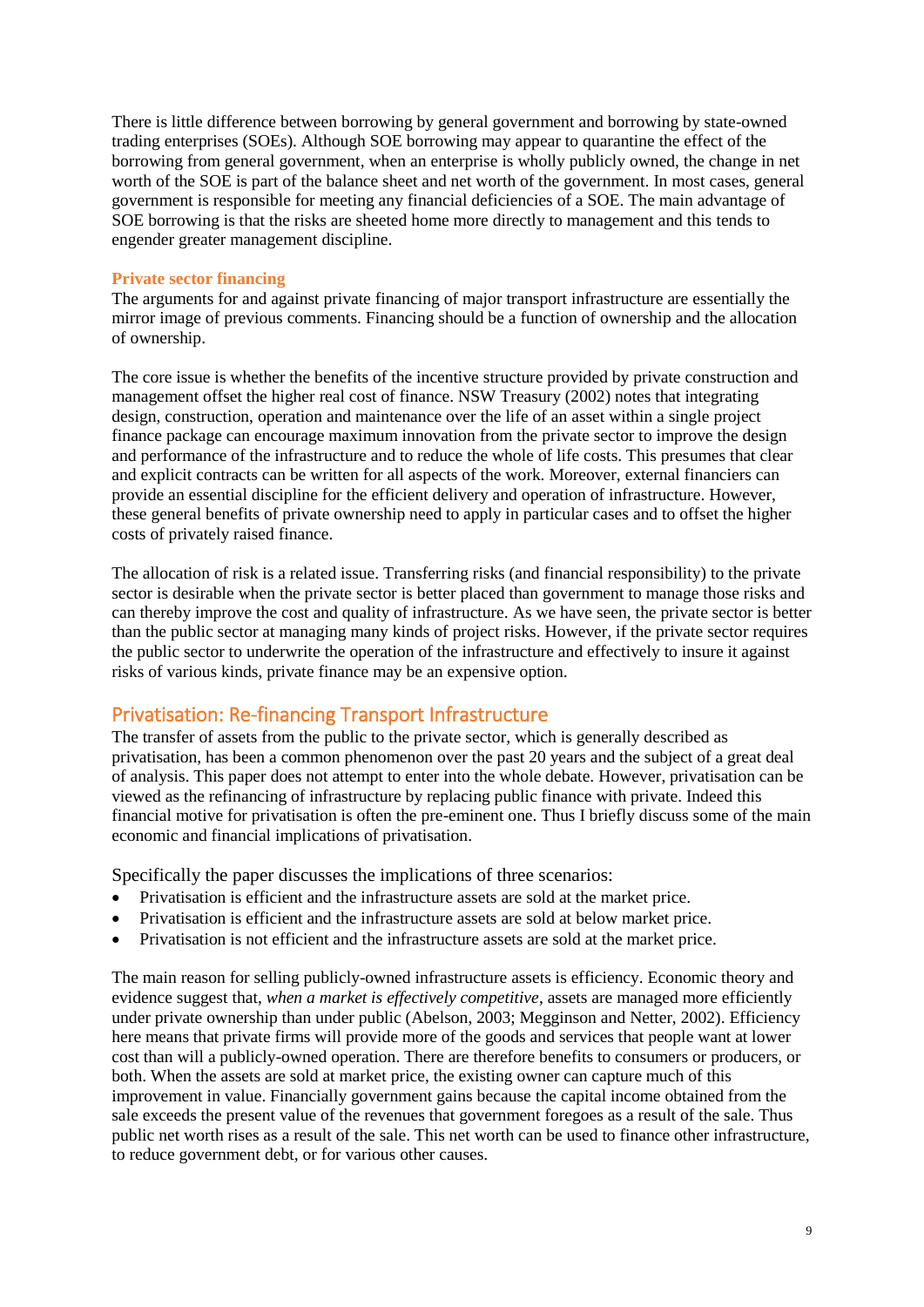There is little difference between borrowing by general government and borrowing by state-owned trading enterprises (SOEs). Although SOE borrowing may appear to quarantine the effect of the borrowing from general government, when an enterprise is wholly publicly owned, the change in net worth of the SOE is part of the balance sheet and net worth of the government. In most cases, general government is responsible for meeting any financial deficiencies of a SOE. The main advantage of SOE borrowing is that the risks are sheeted home more directly to management and this tends to engender greater management discipline.

### Private sector financing

The arguments for and against private financing of major transport infrastructure are essentially the mirror image of previous comments. Financing should be a function of ownership and the allocation of ownership.

The core issue is whether the benefits of the incentive structure provided by private construction and management offset the higher real cost of finance. NSW Treasury (2002) notes that integrating design, construction, operation and maintenance over the life of an asset within a single project finance package can encourage maximum innovation from the private sector to improve the design and performance of the infrastructure and to reduce the whole of life costs. This presumes that clear and explicit contracts can be written for all aspects of the work. Moreover, external financiers can provide an essential discipline for the efficient delivery and operation of infrastructure. However, these general benefits of private ownership need to apply in particular cases and to offset the higher costs of privately raised finance.

The allocation of risk is a related issue. Transferring risks (and financial responsibility) to the private sector is desirable when the private sector is better placed than government to manage those risks and can thereby improve the cost and quality of infrastructure. As we have seen, the private sector is better than the public sector at managing many kinds of project risks. However, if the private sector requires the public sector to underwrite the operation of the infrastructure and effectively to insure it against risks of various kinds, private finance may be an expensive option.

## Privatisation: Re-financing Transport Infrastructure

The transfer of assets from the public to the private sector, which is generally described as privatisation, has been a common phenomenon over the past 20 years and the subject of a great deal of analysis. This paper does not attempt to enter into the whole debate. However, privatisation can be viewed as the refinancing of infrastructure by replacing public finance with private. Indeed this financial motive for privatisation is often the pre-eminent one. Thus I briefly discuss some of the main economic and financial implications of privatisation.

Specifically the paper discusses the implications of three scenarios:

- Privatisation is efficient and the infrastructure assets are sold at the market price.
- Privatisation is efficient and the infrastructure assets are sold at below market price.
- Privatisation is not efficient and the infrastructure assets are sold at the market price.

The main reason for selling publicly-owned infrastructure assets is efficiency. Economic theory and evidence suggest that, *when a market is effectively competitive*, assets are managed more efficiently under private ownership than under public (Abelson, 2003; Megginson and Netter, 2002). Efficiency here means that private firms will provide more of the goods and services that people want at lower cost than will a publicly-owned operation. There are therefore benefits to consumers or producers, or both. When the assets are sold at market price, the existing owner can capture much of this improvement in value. Financially government gains because the capital income obtained from the sale exceeds the present value of the revenues that government foregoes as a result of the sale. Thus public net worth rises as a result of the sale. This net worth can be used to finance other infrastructure, to reduce government debt, or for various other causes.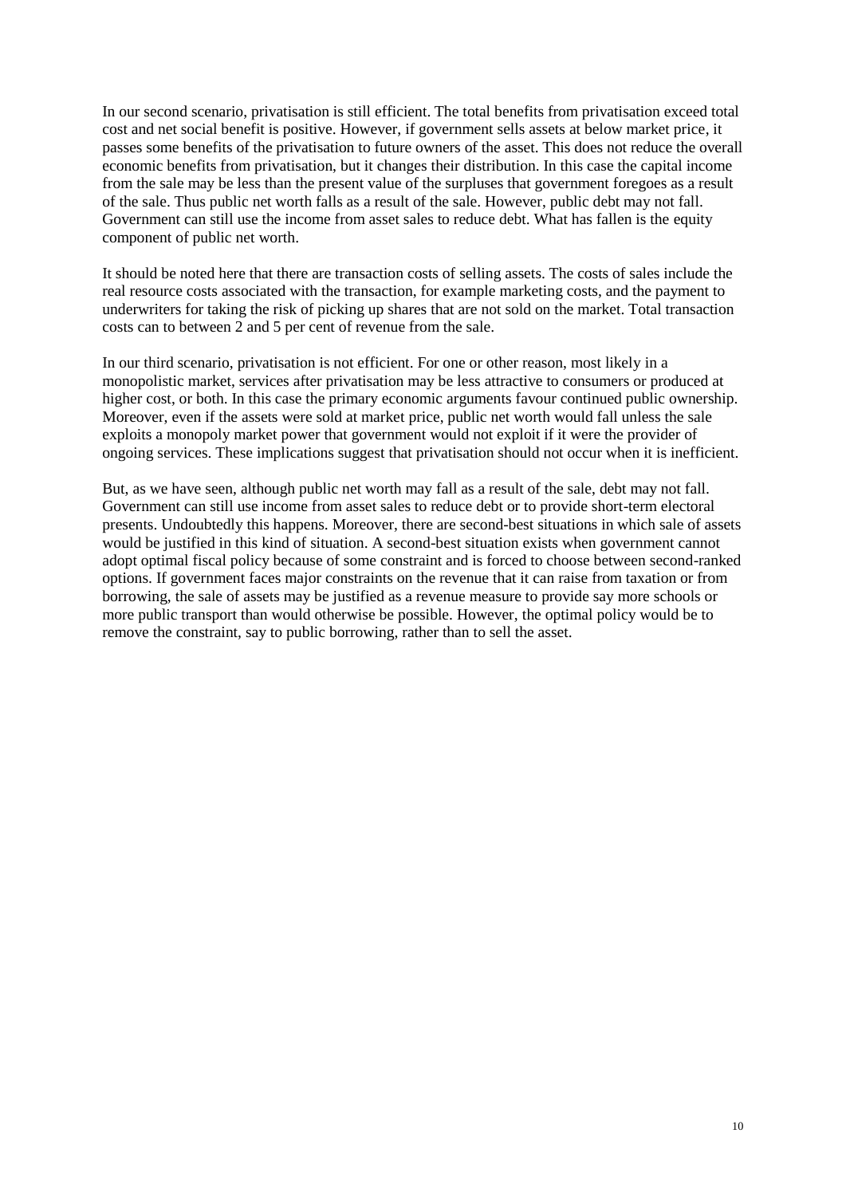In our second scenario, privatisation is still efficient. The total benefits from privatisation exceed total cost and net social benefit is positive. However, if government sells assets at below market price, it passes some benefits of the privatisation to future owners of the asset. This does not reduce the overall economic benefits from privatisation, but it changes their distribution. In this case the capital income from the sale may be less than the present value of the surpluses that government foregoes as a result of the sale. Thus public net worth falls as a result of the sale. However, public debt may not fall. Government can still use the income from asset sales to reduce debt. What has fallen is the equity component of public net worth.

It should be noted here that there are transaction costs of selling assets. The costs of sales include the real resource costs associated with the transaction, for example marketing costs, and the payment to underwriters for taking the risk of picking up shares that are not sold on the market. Total transaction costs can to between 2 and 5 per cent of revenue from the sale.

In our third scenario, privatisation is not efficient. For one or other reason, most likely in a monopolistic market, services after privatisation may be less attractive to consumers or produced at higher cost, or both. In this case the primary economic arguments favour continued public ownership. Moreover, even if the assets were sold at market price, public net worth would fall unless the sale exploits a monopoly market power that government would not exploit if it were the provider of ongoing services. These implications suggest that privatisation should not occur when it is inefficient.

But, as we have seen, although public net worth may fall as a result of the sale, debt may not fall. Government can still use income from asset sales to reduce debt or to provide short-term electoral presents. Undoubtedly this happens. Moreover, there are second-best situations in which sale of assets would be justified in this kind of situation. A second-best situation exists when government cannot adopt optimal fiscal policy because of some constraint and is forced to choose between second-ranked options. If government faces major constraints on the revenue that it can raise from taxation or from borrowing, the sale of assets may be justified as a revenue measure to provide say more schools or more public transport than would otherwise be possible. However, the optimal policy would be to remove the constraint, say to public borrowing, rather than to sell the asset.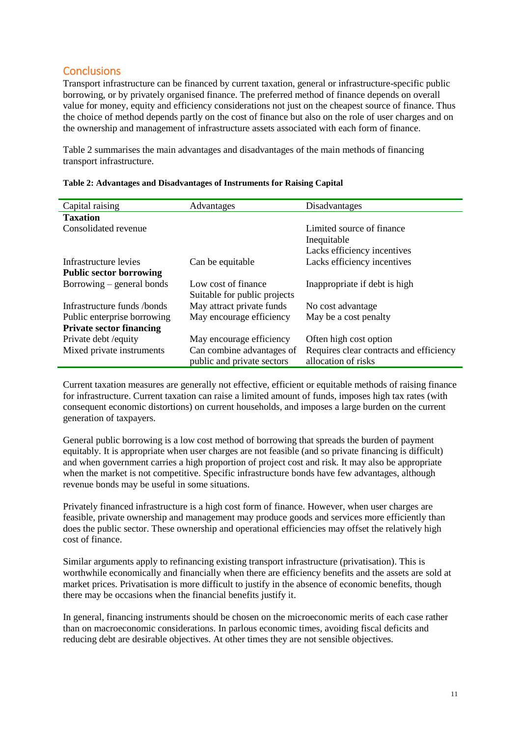## Conclusions

Transport infrastructure can be financed by current taxation, general or infrastructure-specific public borrowing, or by privately organised finance. The preferred method of finance depends on overall value for money, equity and efficiency considerations not just on the cheapest source of finance. Thus the choice of method depends partly on the cost of finance but also on the role of user charges and on the ownership and management of infrastructure assets associated with each form of finance.

Table 2 summarises the main advantages and disadvantages of the main methods of financing transport infrastructure.

**Table 2: Advantages and Disadvantages of Instruments for Raising Capital**

| Capital raising | Advantages | Disadvantages |
|---|---|---|
| **Taxation** | | |
| Consolidated revenue | | Limited source of finance<br>Inequitable<br>Lacks efficiency incentives |
| Infrastructure levies | Can be equitable | Lacks efficiency incentives |
| **Public sector borrowing** | | |
| Borrowing – general bonds | Low cost of finance<br>Suitable for public projects | Inappropriate if debt is high |
| Infrastructure funds /bonds | May attract private funds | No cost advantage |
| Public enterprise borrowing | May encourage efficiency | May be a cost penalty |
| **Private sector financing** | | |
| Private debt /equity | May encourage efficiency | Often high cost option |
| Mixed private instruments | Can combine advantages of public and private sectors | Requires clear contracts and efficiency allocation of risks |

Current taxation measures are generally not effective, efficient or equitable methods of raising finance for infrastructure. Current taxation can raise a limited amount of funds, imposes high tax rates (with consequent economic distortions) on current households, and imposes a large burden on the current generation of taxpayers.

General public borrowing is a low cost method of borrowing that spreads the burden of payment equitably. It is appropriate when user charges are not feasible (and so private financing is difficult) and when government carries a high proportion of project cost and risk. It may also be appropriate when the market is not competitive. Specific infrastructure bonds have few advantages, although revenue bonds may be useful in some situations.

Privately financed infrastructure is a high cost form of finance. However, when user charges are feasible, private ownership and management may produce goods and services more efficiently than does the public sector. These ownership and operational efficiencies may offset the relatively high cost of finance.

Similar arguments apply to refinancing existing transport infrastructure (privatisation). This is worthwhile economically and financially when there are efficiency benefits and the assets are sold at market prices. Privatisation is more difficult to justify in the absence of economic benefits, though there may be occasions when the financial benefits justify it.

In general, financing instruments should be chosen on the microeconomic merits of each case rather than on macroeconomic considerations. In parlous economic times, avoiding fiscal deficits and reducing debt are desirable objectives. At other times they are not sensible objectives.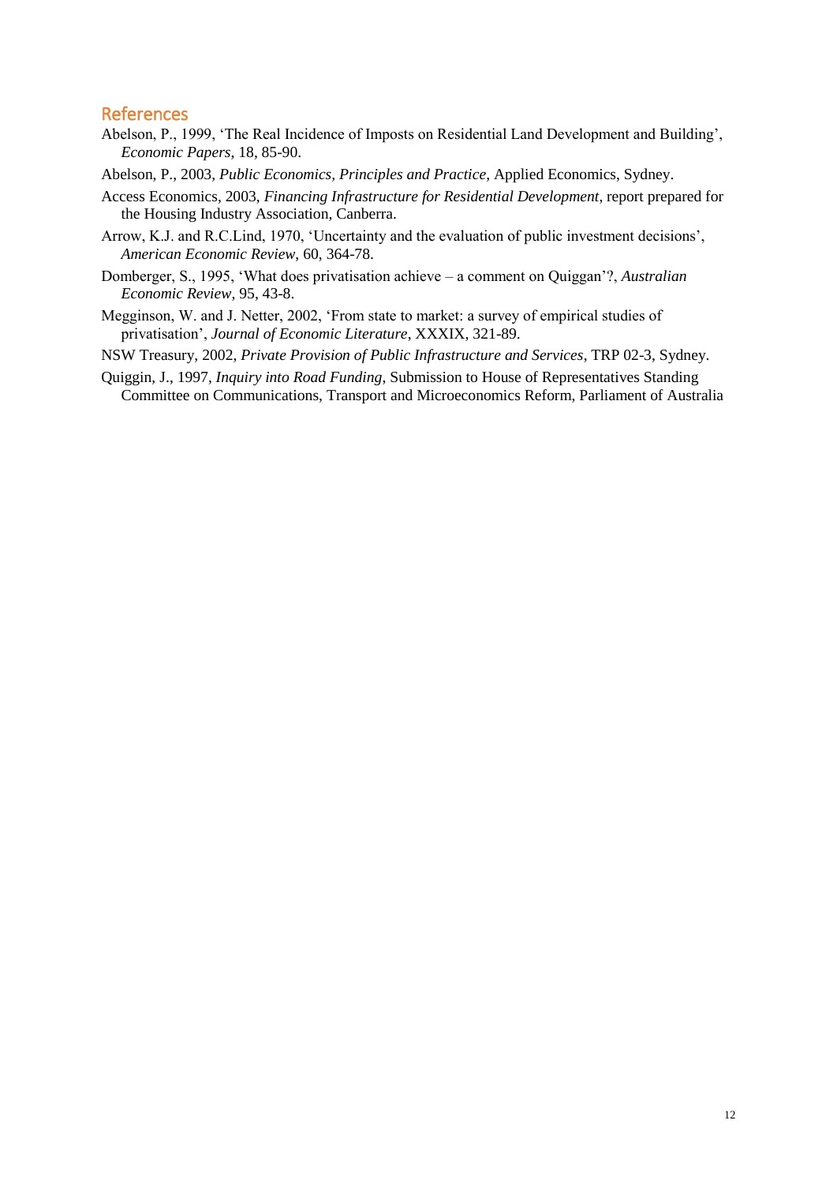## References

Abelson, P., 1999, 'The Real Incidence of Imposts on Residential Land Development and Building', *Economic Papers*, 18, 85-90.

Abelson, P., 2003, *Public Economics, Principles and Practice*, Applied Economics, Sydney.

Access Economics, 2003, *Financing Infrastructure for Residential Development*, report prepared for the Housing Industry Association, Canberra.

Arrow, K.J. and R.C.Lind, 1970, 'Uncertainty and the evaluation of public investment decisions', *American Economic Review*, 60, 364-78.

Domberger, S., 1995, 'What does privatisation achieve – a comment on Quiggan'?, *Australian Economic Review*, 95, 43-8.

Megginson, W. and J. Netter, 2002, 'From state to market: a survey of empirical studies of privatisation', *Journal of Economic Literature*, XXXIX, 321-89.

NSW Treasury, 2002, *Private Provision of Public Infrastructure and Services*, TRP 02-3, Sydney.

Quiggin, J., 1997, *Inquiry into Road Funding*, Submission to House of Representatives Standing Committee on Communications, Transport and Microeconomics Reform, Parliament of Australia